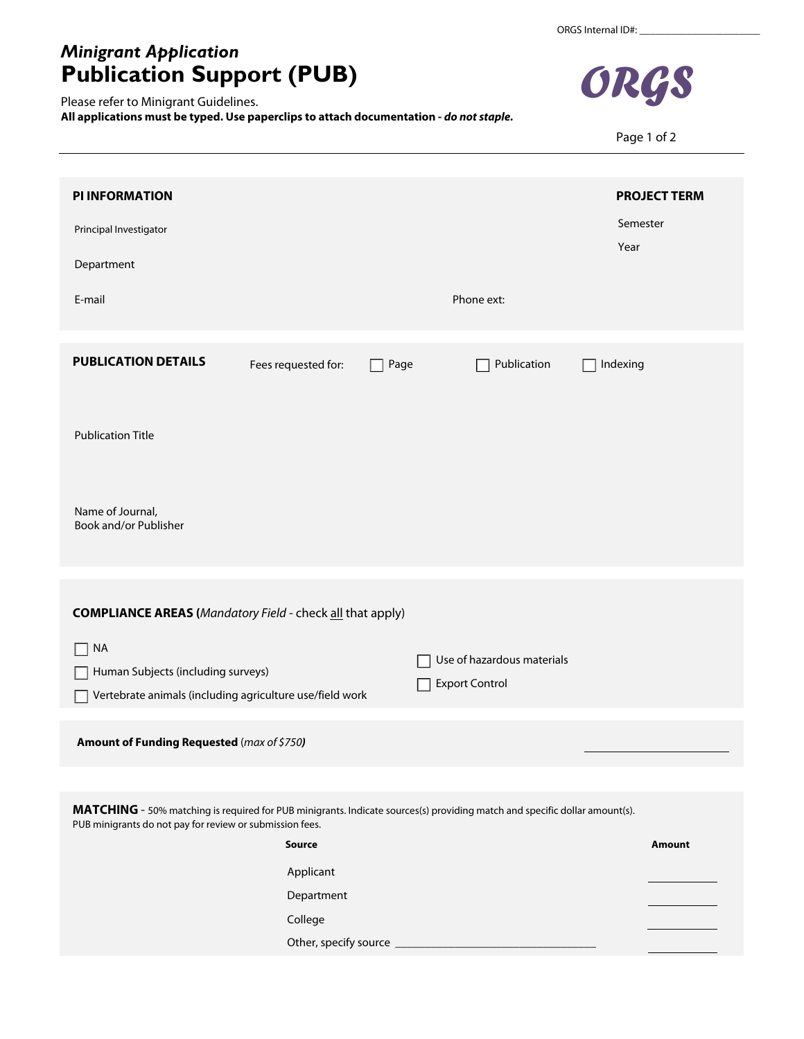ORGS Internal ID#: ______________________

*Minigrant Application*
# Publication Support (PUB)

Please refer to Minigrant Guidelines.
**All applications must be typed. Use paperclips to attach documentation - *do not staple.***

ORGS

## PI INFORMATION

Principal Investigator

Department

E-mail

Phone ext:

## PROJECT TERM

Semester

Year

## PUBLICATION DETAILS

Fees requested for: ☐ Page ☐ Publication ☐ Indexing

Publication Title

Name of Journal, Book and/or Publisher

## COMPLIANCE AREAS (*Mandatory Field* - check all that apply)

☐ NA
☐ Human Subjects (including surveys)
☐ Vertebrate animals (including agriculture use/field work
☐ Use of hazardous materials
☐ Export Control

**Amount of Funding Requested** (*max of $750*) ______________________

## MATCHING - 50% matching is required for PUB minigrants. Indicate sources(s) providing match and specific dollar amount(s).

PUB minigrants do not pay for review or submission fees.

| Source | Amount |
| --- | --- |
| Applicant | __________ |
| Department | __________ |
| College | __________ |
| Other, specify source ______________________________ | __________ |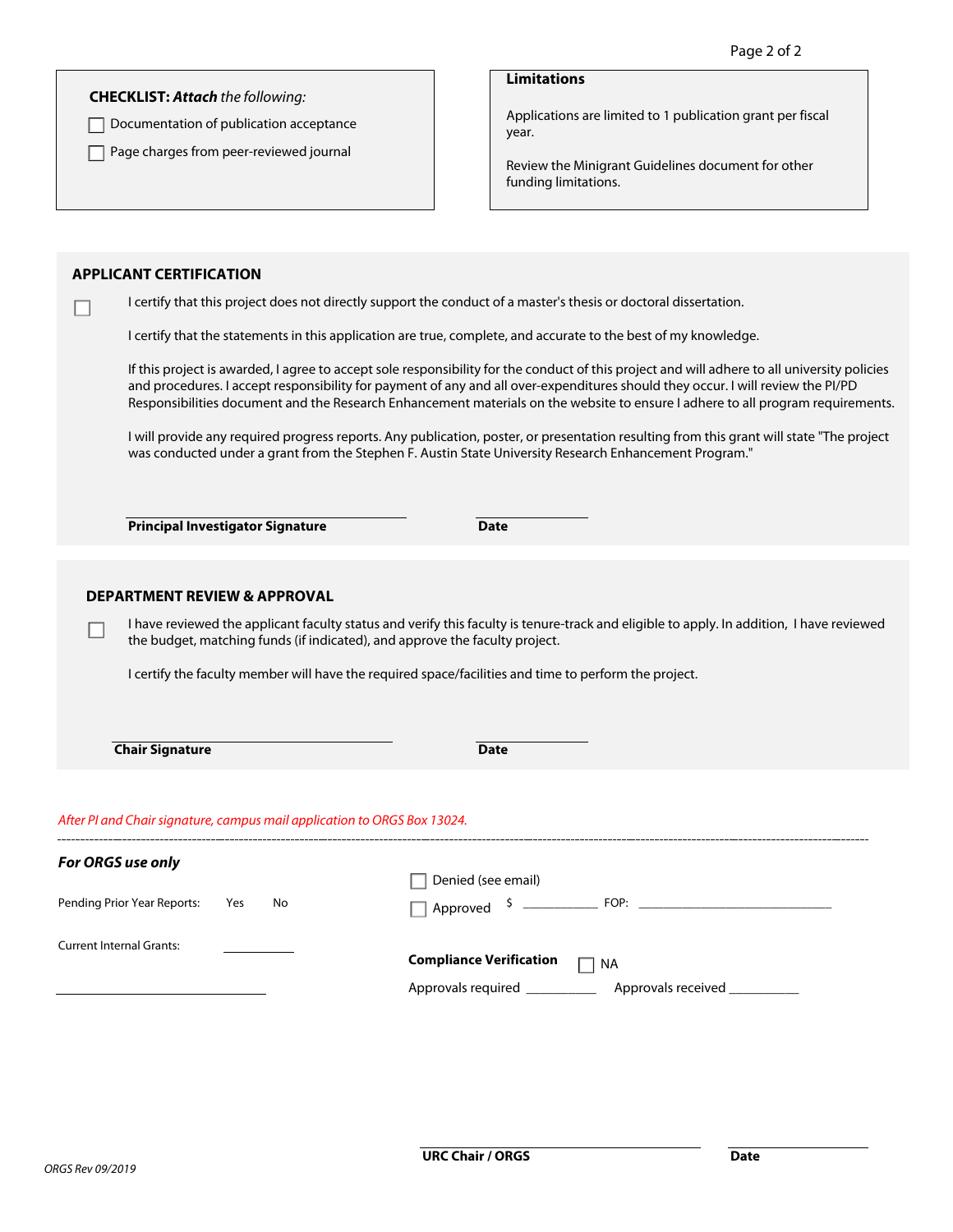**CHECKLIST:** ***Attach*** *the following:*

- ☐ Documentation of publication acceptance
- ☐ Page charges from peer-reviewed journal

**Limitations**

Applications are limited to 1 publication grant per fiscal year.

Review the Minigrant Guidelines document for other funding limitations.

## APPLICANT CERTIFICATION

☐ I certify that this project does not directly support the conduct of a master's thesis or doctoral dissertation.

I certify that the statements in this application are true, complete, and accurate to the best of my knowledge.

If this project is awarded, I agree to accept sole responsibility for the conduct of this project and will adhere to all university policies and procedures. I accept responsibility for payment of any and all over-expenditures should they occur. I will review the PI/PD Responsibilities document and the Research Enhancement materials on the website to ensure I adhere to all program requirements.

I will provide any required progress reports. Any publication, poster, or presentation resulting from this grant will state "The project was conducted under a grant from the Stephen F. Austin State University Research Enhancement Program."

**Principal Investigator Signature** ______________________ **Date** __________

## DEPARTMENT REVIEW & APPROVAL

☐ I have reviewed the applicant faculty status and verify this faculty is tenure-track and eligible to apply. In addition, I have reviewed the budget, matching funds (if indicated), and approve the faculty project.

I certify the faculty member will have the required space/facilities and time to perform the project.

**Chair Signature** ______________________ **Date** __________

*After PI and Chair signature, campus mail application to ORGS Box 13024.*

---

***For ORGS use only***

Pending Prior Year Reports: Yes No

Current Internal Grants: __________

______________________

☐ Denied (see email)

☐ Approved $ __________ FOP: ______________________

**Compliance Verification** ☐ NA

Approvals required __________ Approvals received __________

**URC Chair / ORGS** ______________________ **Date** __________

*ORGS Rev 09/2019*